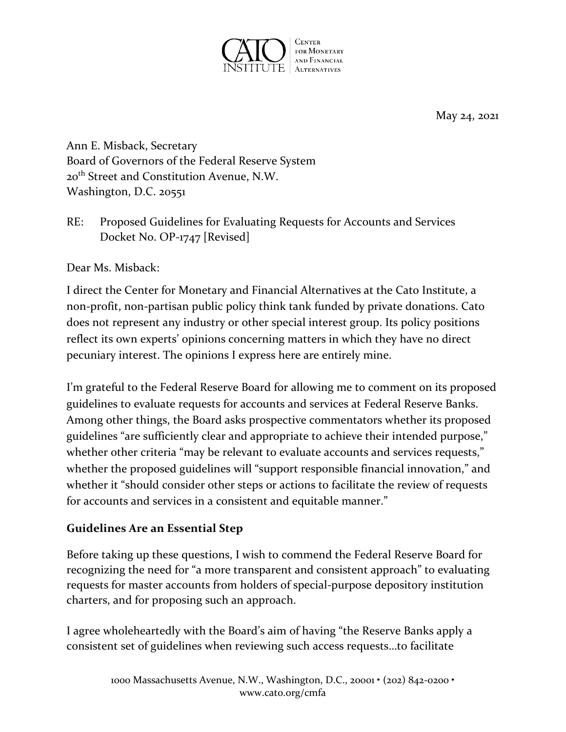CATO INSTITUTE | Center for Monetary and Financial Alternatives

May 24, 2021

Ann E. Misback, Secretary
Board of Governors of the Federal Reserve System
20th Street and Constitution Avenue, N.W.
Washington, D.C. 20551

RE: Proposed Guidelines for Evaluating Requests for Accounts and Services
Docket No. OP-1747 [Revised]

Dear Ms. Misback:

I direct the Center for Monetary and Financial Alternatives at the Cato Institute, a non-profit, non-partisan public policy think tank funded by private donations. Cato does not represent any industry or other special interest group. Its policy positions reflect its own experts' opinions concerning matters in which they have no direct pecuniary interest. The opinions I express here are entirely mine.

I'm grateful to the Federal Reserve Board for allowing me to comment on its proposed guidelines to evaluate requests for accounts and services at Federal Reserve Banks. Among other things, the Board asks prospective commentators whether its proposed guidelines "are sufficiently clear and appropriate to achieve their intended purpose," whether other criteria "may be relevant to evaluate accounts and services requests," whether the proposed guidelines will "support responsible financial innovation," and whether it "should consider other steps or actions to facilitate the review of requests for accounts and services in a consistent and equitable manner."

**Guidelines Are an Essential Step**

Before taking up these questions, I wish to commend the Federal Reserve Board for recognizing the need for "a more transparent and consistent approach" to evaluating requests for master accounts from holders of special-purpose depository institution charters, and for proposing such an approach.

I agree wholeheartedly with the Board's aim of having "the Reserve Banks apply a consistent set of guidelines when reviewing such access requests…to facilitate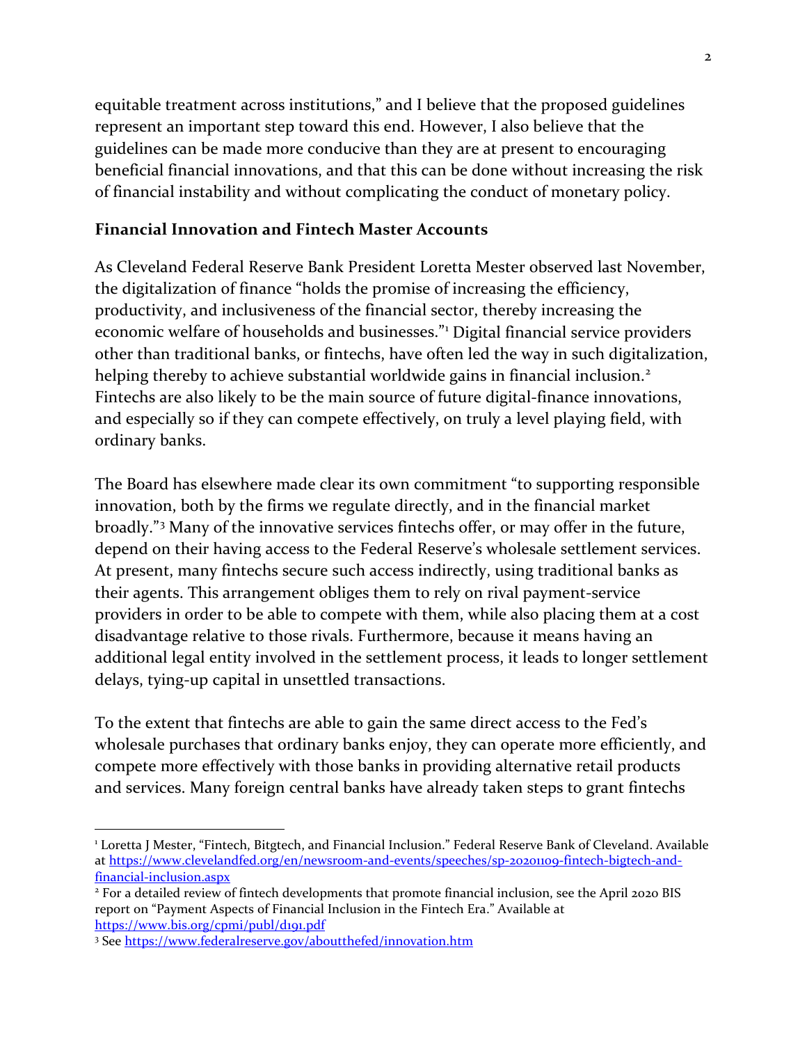equitable treatment across institutions," and I believe that the proposed guidelines represent an important step toward this end. However, I also believe that the guidelines can be made more conducive than they are at present to encouraging beneficial financial innovations, and that this can be done without increasing the risk of financial instability and without complicating the conduct of monetary policy.

**Financial Innovation and Fintech Master Accounts**

As Cleveland Federal Reserve Bank President Loretta Mester observed last November, the digitalization of finance "holds the promise of increasing the efficiency, productivity, and inclusiveness of the financial sector, thereby increasing the economic welfare of households and businesses."[1] Digital financial service providers other than traditional banks, or fintechs, have often led the way in such digitalization, helping thereby to achieve substantial worldwide gains in financial inclusion.[2] Fintechs are also likely to be the main source of future digital-finance innovations, and especially so if they can compete effectively, on truly a level playing field, with ordinary banks.

The Board has elsewhere made clear its own commitment "to supporting responsible innovation, both by the firms we regulate directly, and in the financial market broadly."[3] Many of the innovative services fintechs offer, or may offer in the future, depend on their having access to the Federal Reserve's wholesale settlement services. At present, many fintechs secure such access indirectly, using traditional banks as their agents. This arrangement obliges them to rely on rival payment-service providers in order to be able to compete with them, while also placing them at a cost disadvantage relative to those rivals. Furthermore, because it means having an additional legal entity involved in the settlement process, it leads to longer settlement delays, tying-up capital in unsettled transactions.

To the extent that fintechs are able to gain the same direct access to the Fed's wholesale purchases that ordinary banks enjoy, they can operate more efficiently, and compete more effectively with those banks in providing alternative retail products and services. Many foreign central banks have already taken steps to grant fintechs

---

[1] Loretta J Mester, "Fintech, Bigtech, and Financial Inclusion." Federal Reserve Bank of Cleveland. Available at https://www.clevelandfed.org/en/newsroom-and-events/speeches/sp-20201109-fintech-bigtech-and-financial-inclusion.aspx

[2] For a detailed review of fintech developments that promote financial inclusion, see the April 2020 BIS report on "Payment Aspects of Financial Inclusion in the Fintech Era." Available at https://www.bis.org/cpmi/publ/d191.pdf

[3] See https://www.federalreserve.gov/aboutthefed/innovation.htm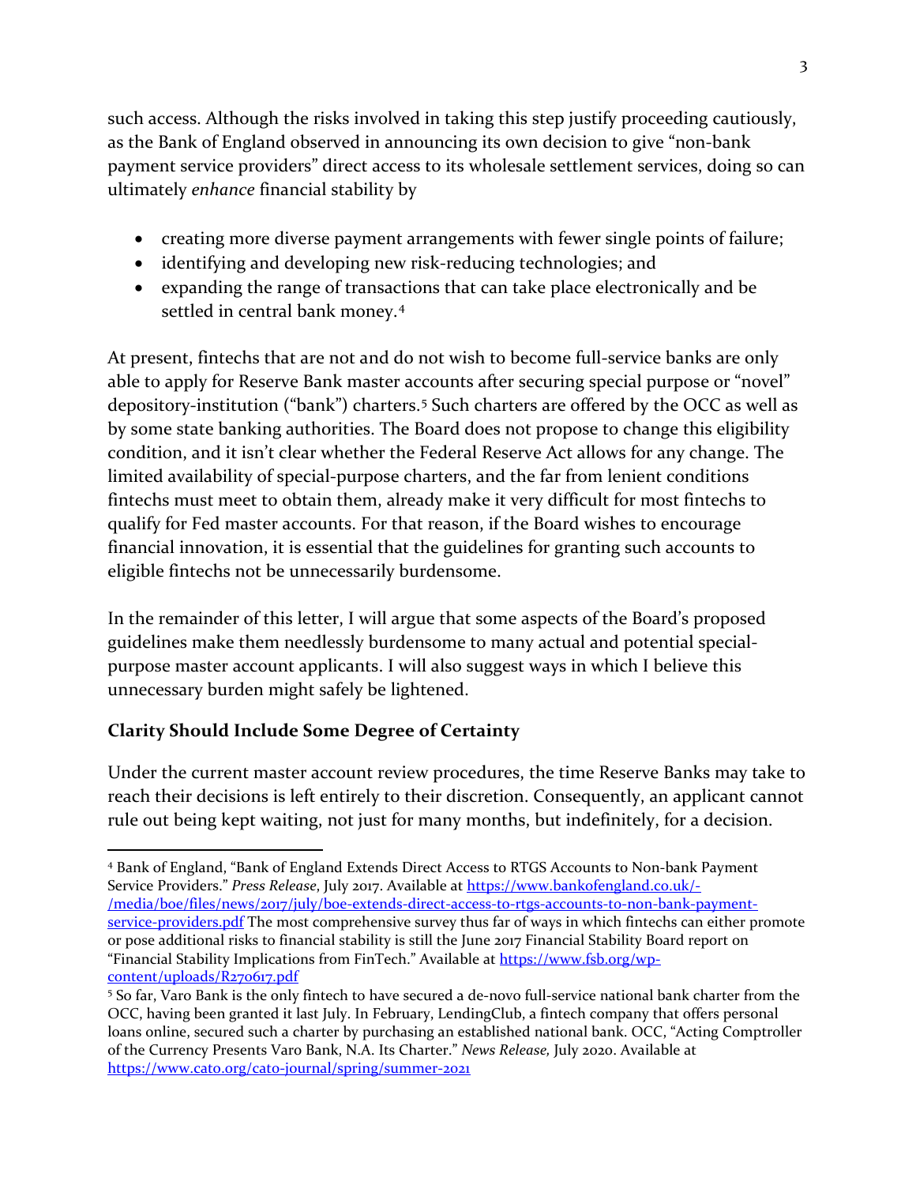such access. Although the risks involved in taking this step justify proceeding cautiously, as the Bank of England observed in announcing its own decision to give "non-bank payment service providers" direct access to its wholesale settlement services, doing so can ultimately *enhance* financial stability by

- creating more diverse payment arrangements with fewer single points of failure;
- identifying and developing new risk-reducing technologies; and
- expanding the range of transactions that can take place electronically and be settled in central bank money.[4]

At present, fintechs that are not and do not wish to become full-service banks are only able to apply for Reserve Bank master accounts after securing special purpose or "novel" depository-institution ("bank") charters.[5] Such charters are offered by the OCC as well as by some state banking authorities. The Board does not propose to change this eligibility condition, and it isn't clear whether the Federal Reserve Act allows for any change. The limited availability of special-purpose charters, and the far from lenient conditions fintechs must meet to obtain them, already make it very difficult for most fintechs to qualify for Fed master accounts. For that reason, if the Board wishes to encourage financial innovation, it is essential that the guidelines for granting such accounts to eligible fintechs not be unnecessarily burdensome.

In the remainder of this letter, I will argue that some aspects of the Board's proposed guidelines make them needlessly burdensome to many actual and potential special-purpose master account applicants. I will also suggest ways in which I believe this unnecessary burden might safely be lightened.

## Clarity Should Include Some Degree of Certainty

Under the current master account review procedures, the time Reserve Banks may take to reach their decisions is left entirely to their discretion. Consequently, an applicant cannot rule out being kept waiting, not just for many months, but indefinitely, for a decision.

---

[4] Bank of England, "Bank of England Extends Direct Access to RTGS Accounts to Non-bank Payment Service Providers." *Press Release*, July 2017. Available at https://www.bankofengland.co.uk/-/media/boe/files/news/2017/july/boe-extends-direct-access-to-rtgs-accounts-to-non-bank-payment-service-providers.pdf The most comprehensive survey thus far of ways in which fintechs can either promote or pose additional risks to financial stability is still the June 2017 Financial Stability Board report on "Financial Stability Implications from FinTech." Available at https://www.fsb.org/wp-content/uploads/R270617.pdf

[5] So far, Varo Bank is the only fintech to have secured a de-novo full-service national bank charter from the OCC, having been granted it last July. In February, LendingClub, a fintech company that offers personal loans online, secured such a charter by purchasing an established national bank. OCC, "Acting Comptroller of the Currency Presents Varo Bank, N.A. Its Charter." *News Release,* July 2020. Available at https://www.cato.org/cato-journal/spring/summer-2021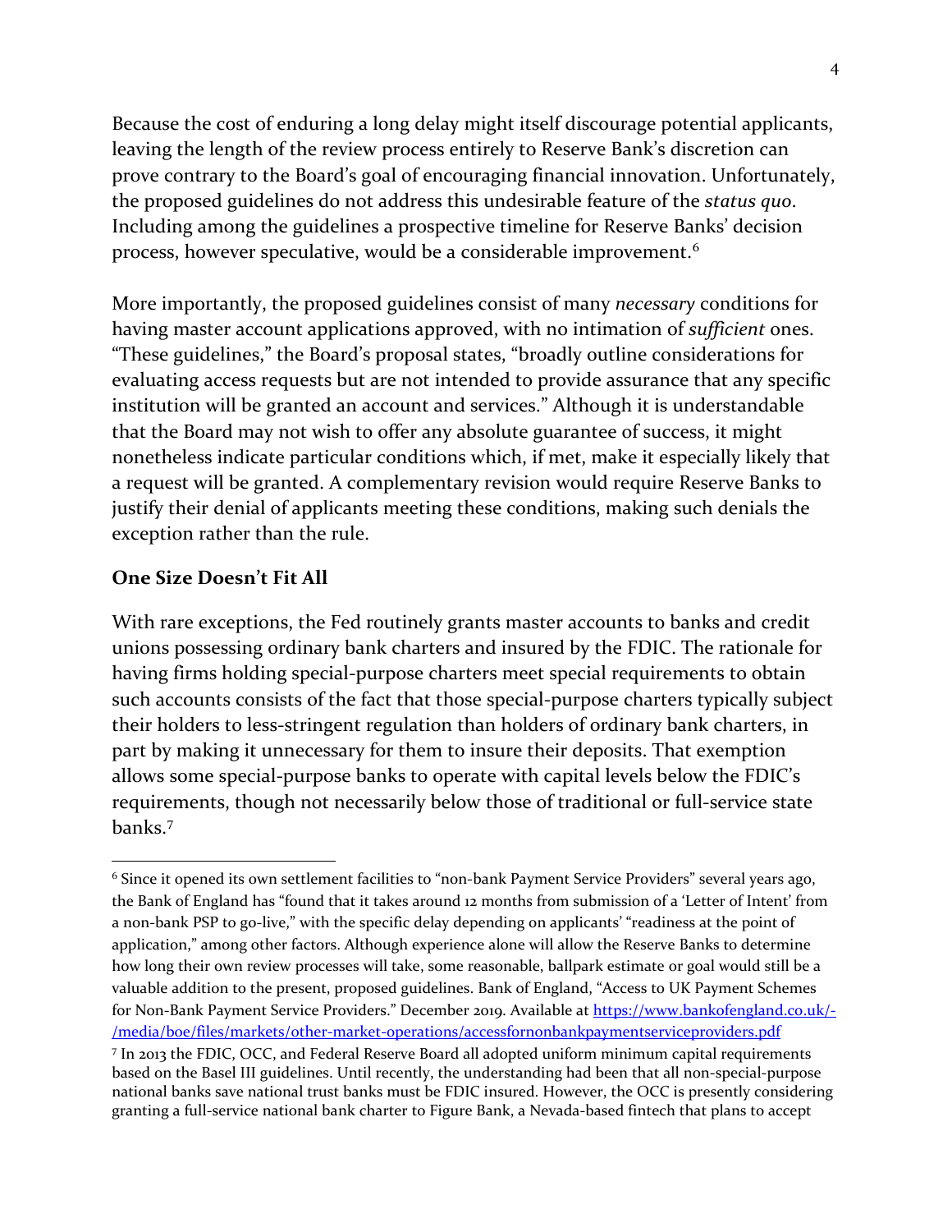Because the cost of enduring a long delay might itself discourage potential applicants, leaving the length of the review process entirely to Reserve Bank's discretion can prove contrary to the Board's goal of encouraging financial innovation. Unfortunately, the proposed guidelines do not address this undesirable feature of the *status quo*. Including among the guidelines a prospective timeline for Reserve Banks' decision process, however speculative, would be a considerable improvement.[6]

More importantly, the proposed guidelines consist of many *necessary* conditions for having master account applications approved, with no intimation of *sufficient* ones. "These guidelines," the Board's proposal states, "broadly outline considerations for evaluating access requests but are not intended to provide assurance that any specific institution will be granted an account and services." Although it is understandable that the Board may not wish to offer any absolute guarantee of success, it might nonetheless indicate particular conditions which, if met, make it especially likely that a request will be granted. A complementary revision would require Reserve Banks to justify their denial of applicants meeting these conditions, making such denials the exception rather than the rule.

**One Size Doesn't Fit All**

With rare exceptions, the Fed routinely grants master accounts to banks and credit unions possessing ordinary bank charters and insured by the FDIC. The rationale for having firms holding special-purpose charters meet special requirements to obtain such accounts consists of the fact that those special-purpose charters typically subject their holders to less-stringent regulation than holders of ordinary bank charters, in part by making it unnecessary for them to insure their deposits. That exemption allows some special-purpose banks to operate with capital levels below the FDIC's requirements, though not necessarily below those of traditional or full-service state banks.[7]

---

[6] Since it opened its own settlement facilities to "non-bank Payment Service Providers" several years ago, the Bank of England has "found that it takes around 12 months from submission of a 'Letter of Intent' from a non-bank PSP to go-live," with the specific delay depending on applicants' "readiness at the point of application," among other factors. Although experience alone will allow the Reserve Banks to determine how long their own review processes will take, some reasonable, ballpark estimate or goal would still be a valuable addition to the present, proposed guidelines. Bank of England, "Access to UK Payment Schemes for Non-Bank Payment Service Providers." December 2019. Available at https://www.bankofengland.co.uk/-/media/boe/files/markets/other-market-operations/accessfornonbankpaymentserviceproviders.pdf

[7] In 2013 the FDIC, OCC, and Federal Reserve Board all adopted uniform minimum capital requirements based on the Basel III guidelines. Until recently, the understanding had been that all non-special-purpose national banks save national trust banks must be FDIC insured. However, the OCC is presently considering granting a full-service national bank charter to Figure Bank, a Nevada-based fintech that plans to accept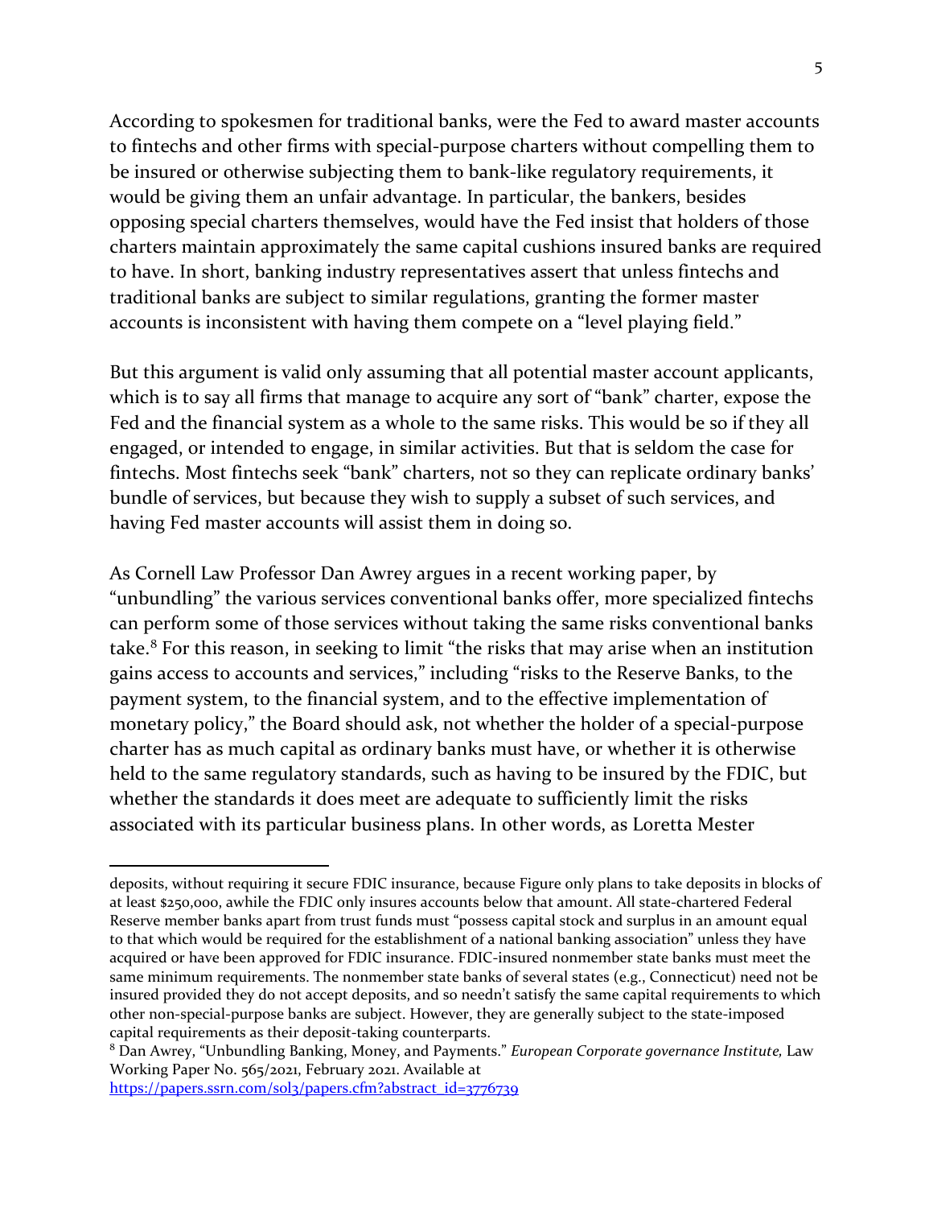According to spokesmen for traditional banks, were the Fed to award master accounts to fintechs and other firms with special-purpose charters without compelling them to be insured or otherwise subjecting them to bank-like regulatory requirements, it would be giving them an unfair advantage. In particular, the bankers, besides opposing special charters themselves, would have the Fed insist that holders of those charters maintain approximately the same capital cushions insured banks are required to have. In short, banking industry representatives assert that unless fintechs and traditional banks are subject to similar regulations, granting the former master accounts is inconsistent with having them compete on a "level playing field."

But this argument is valid only assuming that all potential master account applicants, which is to say all firms that manage to acquire any sort of "bank" charter, expose the Fed and the financial system as a whole to the same risks. This would be so if they all engaged, or intended to engage, in similar activities. But that is seldom the case for fintechs. Most fintechs seek "bank" charters, not so they can replicate ordinary banks' bundle of services, but because they wish to supply a subset of such services, and having Fed master accounts will assist them in doing so.

As Cornell Law Professor Dan Awrey argues in a recent working paper, by "unbundling" the various services conventional banks offer, more specialized fintechs can perform some of those services without taking the same risks conventional banks take.[8] For this reason, in seeking to limit "the risks that may arise when an institution gains access to accounts and services," including "risks to the Reserve Banks, to the payment system, to the financial system, and to the effective implementation of monetary policy," the Board should ask, not whether the holder of a special-purpose charter has as much capital as ordinary banks must have, or whether it is otherwise held to the same regulatory standards, such as having to be insured by the FDIC, but whether the standards it does meet are adequate to sufficiently limit the risks associated with its particular business plans. In other words, as Loretta Mester

---

deposits, without requiring it secure FDIC insurance, because Figure only plans to take deposits in blocks of at least $250,000, awhile the FDIC only insures accounts below that amount. All state-chartered Federal Reserve member banks apart from trust funds must "possess capital stock and surplus in an amount equal to that which would be required for the establishment of a national banking association" unless they have acquired or have been approved for FDIC insurance. FDIC-insured nonmember state banks must meet the same minimum requirements. The nonmember state banks of several states (e.g., Connecticut) need not be insured provided they do not accept deposits, and so needn't satisfy the same capital requirements to which other non-special-purpose banks are subject. However, they are generally subject to the state-imposed capital requirements as their deposit-taking counterparts.

[8] Dan Awrey, "Unbundling Banking, Money, and Payments." *European Corporate governance Institute,* Law Working Paper No. 565/2021, February 2021. Available at https://papers.ssrn.com/sol3/papers.cfm?abstract_id=3776739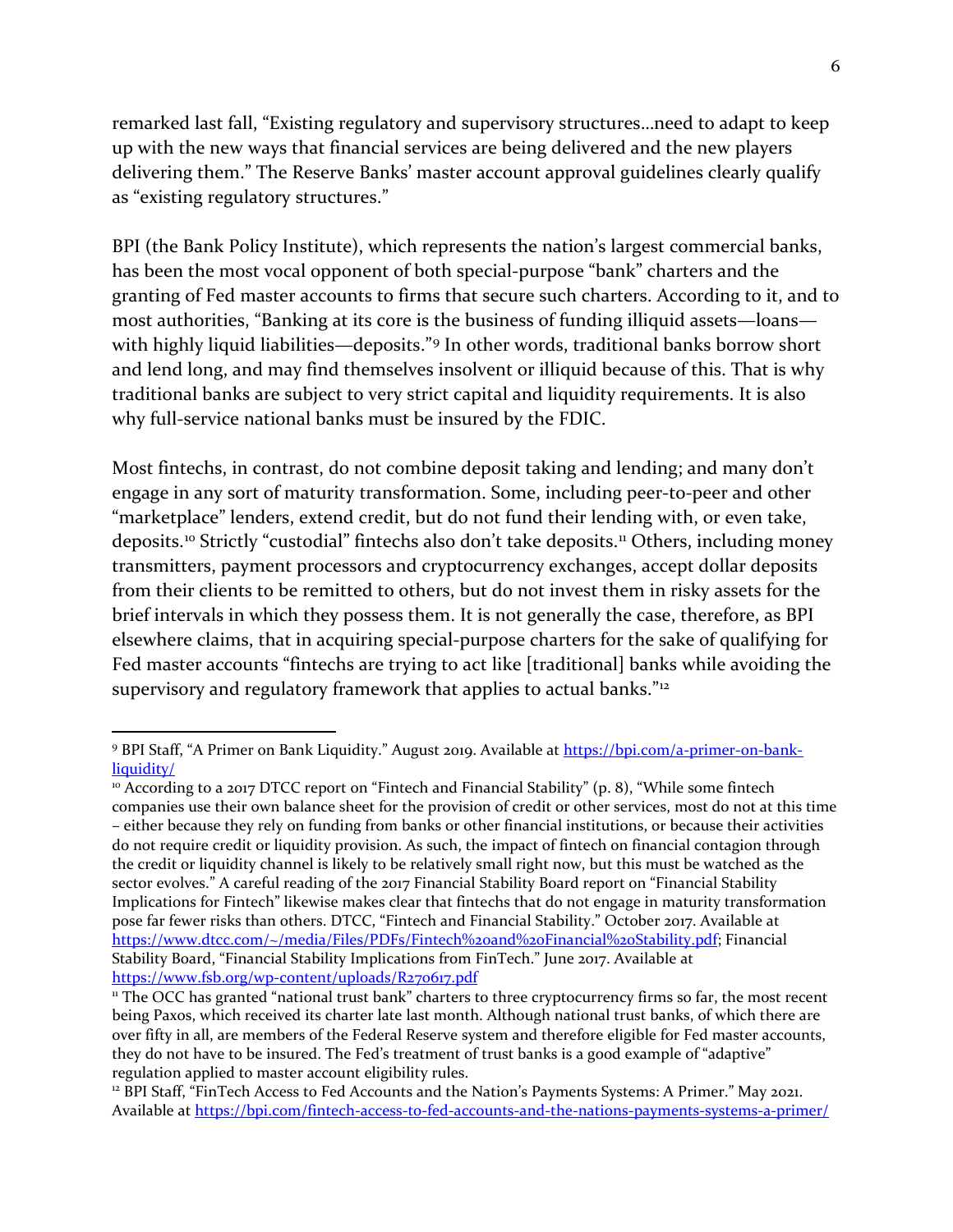remarked last fall, "Existing regulatory and supervisory structures…need to adapt to keep up with the new ways that financial services are being delivered and the new players delivering them." The Reserve Banks' master account approval guidelines clearly qualify as "existing regulatory structures."

BPI (the Bank Policy Institute), which represents the nation's largest commercial banks, has been the most vocal opponent of both special-purpose "bank" charters and the granting of Fed master accounts to firms that secure such charters. According to it, and to most authorities, "Banking at its core is the business of funding illiquid assets—loans—with highly liquid liabilities—deposits."[9] In other words, traditional banks borrow short and lend long, and may find themselves insolvent or illiquid because of this. That is why traditional banks are subject to very strict capital and liquidity requirements. It is also why full-service national banks must be insured by the FDIC.

Most fintechs, in contrast, do not combine deposit taking and lending; and many don't engage in any sort of maturity transformation. Some, including peer-to-peer and other "marketplace" lenders, extend credit, but do not fund their lending with, or even take, deposits.[10] Strictly "custodial" fintechs also don't take deposits.[11] Others, including money transmitters, payment processors and cryptocurrency exchanges, accept dollar deposits from their clients to be remitted to others, but do not invest them in risky assets for the brief intervals in which they possess them. It is not generally the case, therefore, as BPI elsewhere claims, that in acquiring special-purpose charters for the sake of qualifying for Fed master accounts "fintechs are trying to act like [traditional] banks while avoiding the supervisory and regulatory framework that applies to actual banks."[12]

---

[9] BPI Staff, "A Primer on Bank Liquidity." August 2019. Available at https://bpi.com/a-primer-on-bank-liquidity/

[10] According to a 2017 DTCC report on "Fintech and Financial Stability" (p. 8), "While some fintech companies use their own balance sheet for the provision of credit or other services, most do not at this time – either because they rely on funding from banks or other financial institutions, or because their activities do not require credit or liquidity provision. As such, the impact of fintech on financial contagion through the credit or liquidity channel is likely to be relatively small right now, but this must be watched as the sector evolves." A careful reading of the 2017 Financial Stability Board report on "Financial Stability Implications for Fintech" likewise makes clear that fintechs that do not engage in maturity transformation pose far fewer risks than others. DTCC, "Fintech and Financial Stability." October 2017. Available at https://www.dtcc.com/~/media/Files/PDFs/Fintech%20and%20Financial%20Stability.pdf; Financial Stability Board, "Financial Stability Implications from FinTech." June 2017. Available at https://www.fsb.org/wp-content/uploads/R270617.pdf

[11] The OCC has granted "national trust bank" charters to three cryptocurrency firms so far, the most recent being Paxos, which received its charter late last month. Although national trust banks, of which there are over fifty in all, are members of the Federal Reserve system and therefore eligible for Fed master accounts, they do not have to be insured. The Fed's treatment of trust banks is a good example of "adaptive" regulation applied to master account eligibility rules.

[12] BPI Staff, "FinTech Access to Fed Accounts and the Nation's Payments Systems: A Primer." May 2021. Available at https://bpi.com/fintech-access-to-fed-accounts-and-the-nations-payments-systems-a-primer/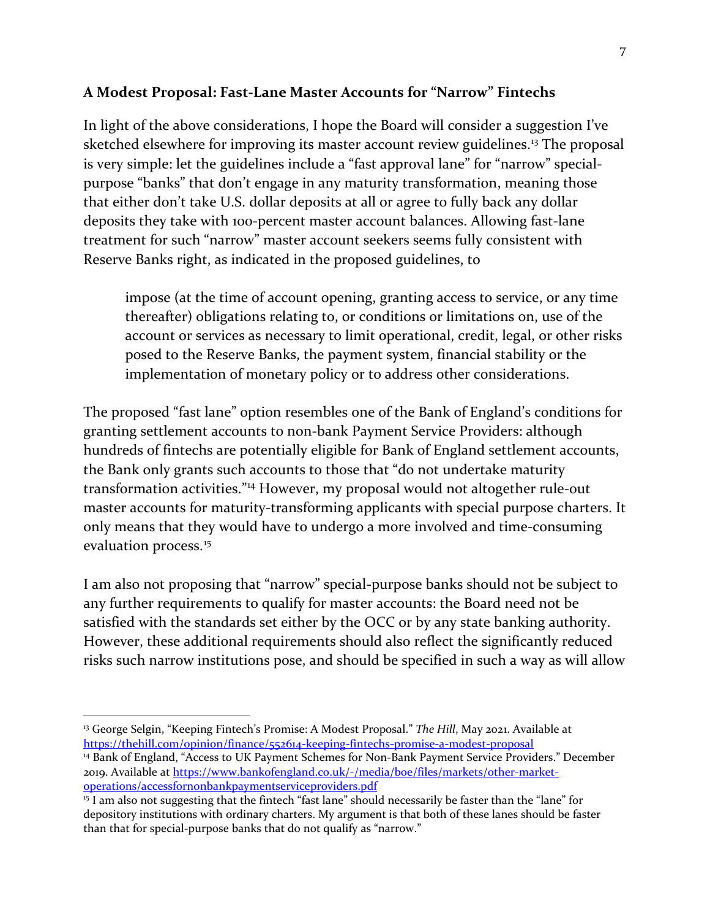### A Modest Proposal: Fast-Lane Master Accounts for "Narrow" Fintechs

In light of the above considerations, I hope the Board will consider a suggestion I've sketched elsewhere for improving its master account review guidelines.[13] The proposal is very simple: let the guidelines include a "fast approval lane" for "narrow" special-purpose "banks" that don't engage in any maturity transformation, meaning those that either don't take U.S. dollar deposits at all or agree to fully back any dollar deposits they take with 100-percent master account balances. Allowing fast-lane treatment for such "narrow" master account seekers seems fully consistent with Reserve Banks right, as indicated in the proposed guidelines, to

> impose (at the time of account opening, granting access to service, or any time thereafter) obligations relating to, or conditions or limitations on, use of the account or services as necessary to limit operational, credit, legal, or other risks posed to the Reserve Banks, the payment system, financial stability or the implementation of monetary policy or to address other considerations.

The proposed "fast lane" option resembles one of the Bank of England's conditions for granting settlement accounts to non-bank Payment Service Providers: although hundreds of fintechs are potentially eligible for Bank of England settlement accounts, the Bank only grants such accounts to those that "do not undertake maturity transformation activities."[14] However, my proposal would not altogether rule-out master accounts for maturity-transforming applicants with special purpose charters. It only means that they would have to undergo a more involved and time-consuming evaluation process.[15]

I am also not proposing that "narrow" special-purpose banks should not be subject to any further requirements to qualify for master accounts: the Board need not be satisfied with the standards set either by the OCC or by any state banking authority. However, these additional requirements should also reflect the significantly reduced risks such narrow institutions pose, and should be specified in such a way as will allow

---

[13] George Selgin, "Keeping Fintech's Promise: A Modest Proposal." *The Hill*, May 2021. Available at https://thehill.com/opinion/finance/552614-keeping-fintechs-promise-a-modest-proposal

[14] Bank of England, "Access to UK Payment Schemes for Non-Bank Payment Service Providers." December 2019. Available at https://www.bankofengland.co.uk/-/media/boe/files/markets/other-market-operations/accessfornonbankpaymentserviceproviders.pdf

[15] I am also not suggesting that the fintech "fast lane" should necessarily be faster than the "lane" for depository institutions with ordinary charters. My argument is that both of these lanes should be faster than that for special-purpose banks that do not qualify as "narrow."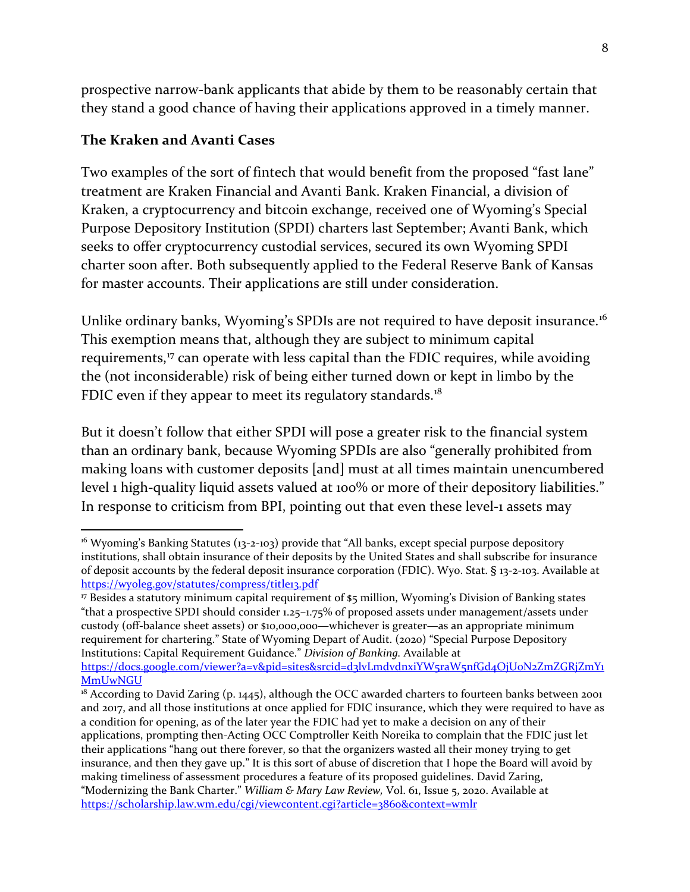prospective narrow-bank applicants that abide by them to be reasonably certain that they stand a good chance of having their applications approved in a timely manner.

**The Kraken and Avanti Cases**

Two examples of the sort of fintech that would benefit from the proposed "fast lane" treatment are Kraken Financial and Avanti Bank. Kraken Financial, a division of Kraken, a cryptocurrency and bitcoin exchange, received one of Wyoming's Special Purpose Depository Institution (SPDI) charters last September; Avanti Bank, which seeks to offer cryptocurrency custodial services, secured its own Wyoming SPDI charter soon after. Both subsequently applied to the Federal Reserve Bank of Kansas for master accounts. Their applications are still under consideration.

Unlike ordinary banks, Wyoming's SPDIs are not required to have deposit insurance.[16] This exemption means that, although they are subject to minimum capital requirements,[17] can operate with less capital than the FDIC requires, while avoiding the (not inconsiderable) risk of being either turned down or kept in limbo by the FDIC even if they appear to meet its regulatory standards.[18]

But it doesn't follow that either SPDI will pose a greater risk to the financial system than an ordinary bank, because Wyoming SPDIs are also "generally prohibited from making loans with customer deposits [and] must at all times maintain unencumbered level 1 high-quality liquid assets valued at 100% or more of their depository liabilities." In response to criticism from BPI, pointing out that even these level-1 assets may

---

[16] Wyoming's Banking Statutes (13-2-103) provide that "All banks, except special purpose depository institutions, shall obtain insurance of their deposits by the United States and shall subscribe for insurance of deposit accounts by the federal deposit insurance corporation (FDIC). Wyo. Stat. § 13-2-103. Available at https://wyoleg.gov/statutes/compress/title13.pdf

[17] Besides a statutory minimum capital requirement of $5 million, Wyoming's Division of Banking states "that a prospective SPDI should consider 1.25–1.75% of proposed assets under management/assets under custody (off-balance sheet assets) or $10,000,000—whichever is greater—as an appropriate minimum requirement for chartering." State of Wyoming Depart of Audit. (2020) "Special Purpose Depository Institutions: Capital Requirement Guidance." *Division of Banking.* Available at https://docs.google.com/viewer?a=v&pid=sites&srcid=d3lvLmdvdnxiYW5raW5nfGd4OjUoN2ZmZGRjZmY1MmUwNGU

[18] According to David Zaring (p. 1445), although the OCC awarded charters to fourteen banks between 2001 and 2017, and all those institutions at once applied for FDIC insurance, which they were required to have as a condition for opening, as of the later year the FDIC had yet to make a decision on any of their applications, prompting then-Acting OCC Comptroller Keith Noreika to complain that the FDIC just let their applications "hang out there forever, so that the organizers wasted all their money trying to get insurance, and then they gave up." It is this sort of abuse of discretion that I hope the Board will avoid by making timeliness of assessment procedures a feature of its proposed guidelines. David Zaring, "Modernizing the Bank Charter." *William & Mary Law Review,* Vol. 61, Issue 5, 2020. Available at https://scholarship.law.wm.edu/cgi/viewcontent.cgi?article=3860&context=wmlr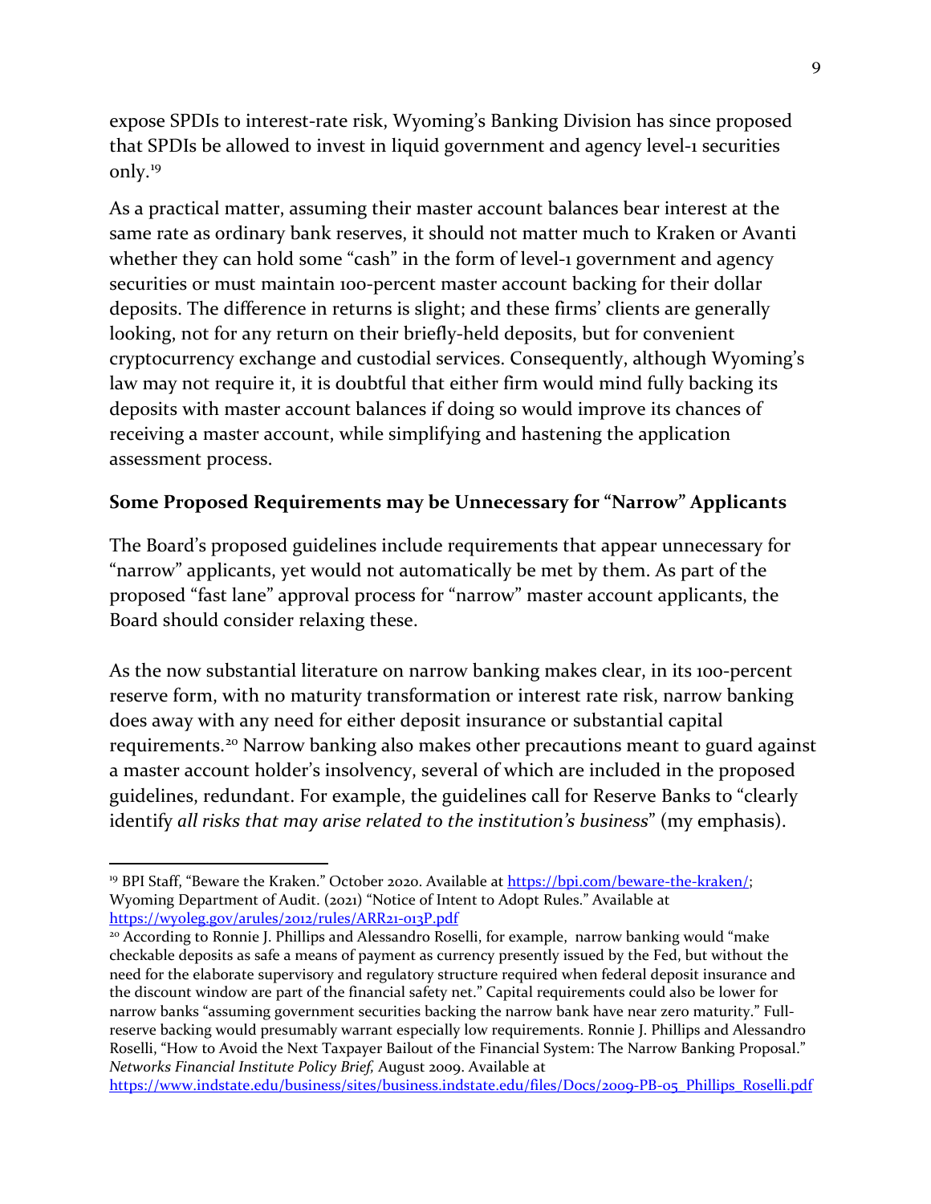expose SPDIs to interest-rate risk, Wyoming's Banking Division has since proposed that SPDIs be allowed to invest in liquid government and agency level-1 securities only.[19]

As a practical matter, assuming their master account balances bear interest at the same rate as ordinary bank reserves, it should not matter much to Kraken or Avanti whether they can hold some "cash" in the form of level-1 government and agency securities or must maintain 100-percent master account backing for their dollar deposits. The difference in returns is slight; and these firms' clients are generally looking, not for any return on their briefly-held deposits, but for convenient cryptocurrency exchange and custodial services. Consequently, although Wyoming's law may not require it, it is doubtful that either firm would mind fully backing its deposits with master account balances if doing so would improve its chances of receiving a master account, while simplifying and hastening the application assessment process.

**Some Proposed Requirements may be Unnecessary for "Narrow" Applicants**

The Board's proposed guidelines include requirements that appear unnecessary for "narrow" applicants, yet would not automatically be met by them. As part of the proposed "fast lane" approval process for "narrow" master account applicants, the Board should consider relaxing these.

As the now substantial literature on narrow banking makes clear, in its 100-percent reserve form, with no maturity transformation or interest rate risk, narrow banking does away with any need for either deposit insurance or substantial capital requirements.[20] Narrow banking also makes other precautions meant to guard against a master account holder's insolvency, several of which are included in the proposed guidelines, redundant. For example, the guidelines call for Reserve Banks to "clearly identify *all risks that may arise related to the institution's business*" (my emphasis).

---

[19] BPI Staff, "Beware the Kraken." October 2020. Available at https://bpi.com/beware-the-kraken/; Wyoming Department of Audit. (2021) "Notice of Intent to Adopt Rules." Available at https://wyoleg.gov/arules/2012/rules/ARR21-013P.pdf

[20] According to Ronnie J. Phillips and Alessandro Roselli, for example, narrow banking would "make checkable deposits as safe a means of payment as currency presently issued by the Fed, but without the need for the elaborate supervisory and regulatory structure required when federal deposit insurance and the discount window are part of the financial safety net." Capital requirements could also be lower for narrow banks "assuming government securities backing the narrow bank have near zero maturity." Full-reserve backing would presumably warrant especially low requirements. Ronnie J. Phillips and Alessandro Roselli, "How to Avoid the Next Taxpayer Bailout of the Financial System: The Narrow Banking Proposal." *Networks Financial Institute Policy Brief,* August 2009. Available at https://www.indstate.edu/business/sites/business.indstate.edu/files/Docs/2009-PB-05_Phillips_Roselli.pdf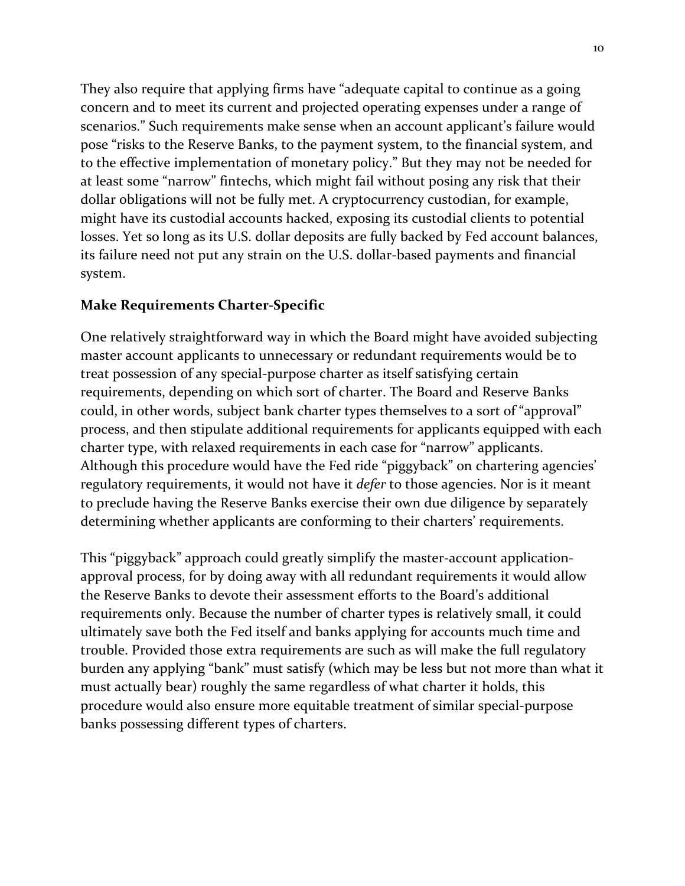They also require that applying firms have "adequate capital to continue as a going concern and to meet its current and projected operating expenses under a range of scenarios." Such requirements make sense when an account applicant's failure would pose "risks to the Reserve Banks, to the payment system, to the financial system, and to the effective implementation of monetary policy." But they may not be needed for at least some "narrow" fintechs, which might fail without posing any risk that their dollar obligations will not be fully met. A cryptocurrency custodian, for example, might have its custodial accounts hacked, exposing its custodial clients to potential losses. Yet so long as its U.S. dollar deposits are fully backed by Fed account balances, its failure need not put any strain on the U.S. dollar-based payments and financial system.

### Make Requirements Charter-Specific

One relatively straightforward way in which the Board might have avoided subjecting master account applicants to unnecessary or redundant requirements would be to treat possession of any special-purpose charter as itself satisfying certain requirements, depending on which sort of charter. The Board and Reserve Banks could, in other words, subject bank charter types themselves to a sort of "approval" process, and then stipulate additional requirements for applicants equipped with each charter type, with relaxed requirements in each case for "narrow" applicants. Although this procedure would have the Fed ride "piggyback" on chartering agencies' regulatory requirements, it would not have it *defer* to those agencies. Nor is it meant to preclude having the Reserve Banks exercise their own due diligence by separately determining whether applicants are conforming to their charters' requirements.

This "piggyback" approach could greatly simplify the master-account application-approval process, for by doing away with all redundant requirements it would allow the Reserve Banks to devote their assessment efforts to the Board's additional requirements only. Because the number of charter types is relatively small, it could ultimately save both the Fed itself and banks applying for accounts much time and trouble. Provided those extra requirements are such as will make the full regulatory burden any applying "bank" must satisfy (which may be less but not more than what it must actually bear) roughly the same regardless of what charter it holds, this procedure would also ensure more equitable treatment of similar special-purpose banks possessing different types of charters.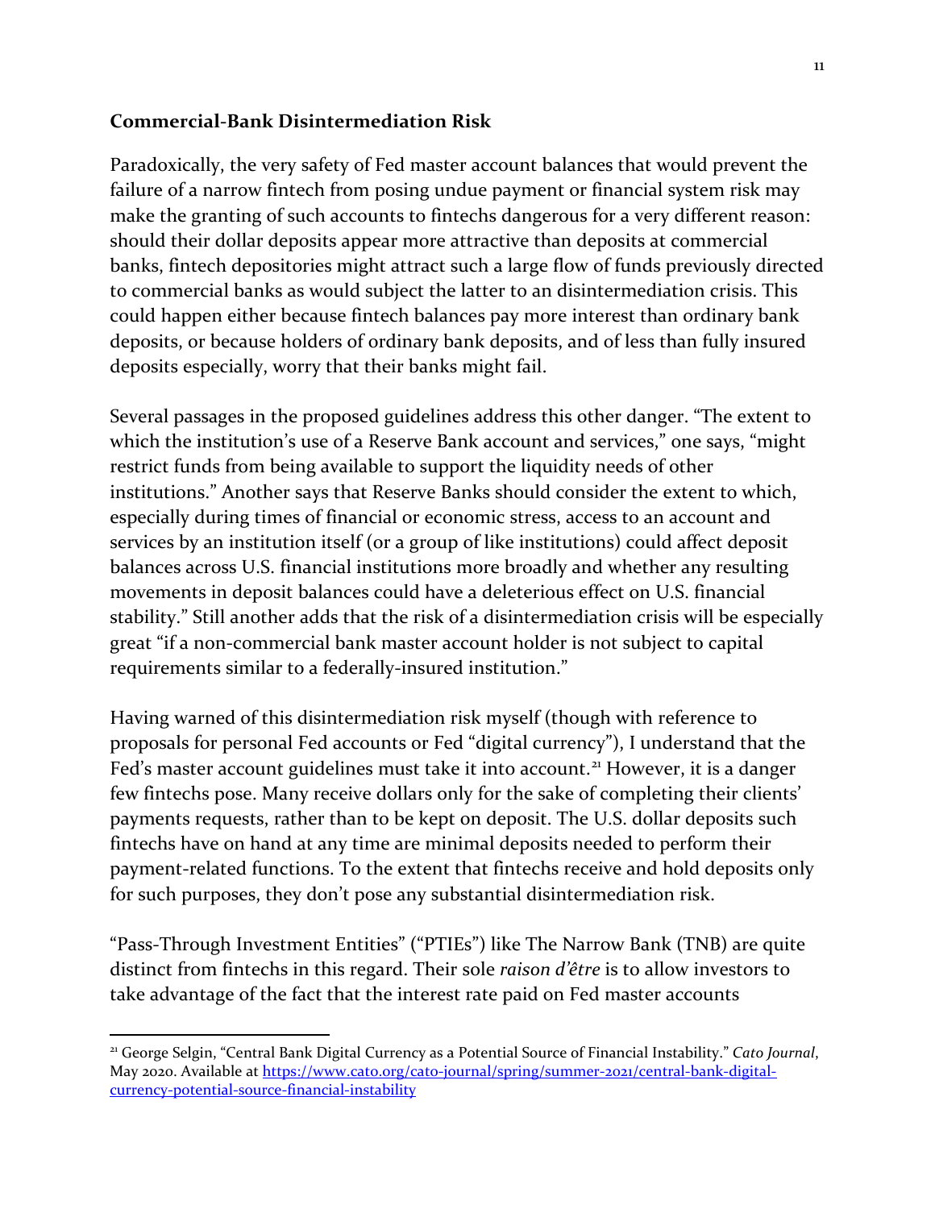**Commercial-Bank Disintermediation Risk**

Paradoxically, the very safety of Fed master account balances that would prevent the failure of a narrow fintech from posing undue payment or financial system risk may make the granting of such accounts to fintechs dangerous for a very different reason: should their dollar deposits appear more attractive than deposits at commercial banks, fintech depositories might attract such a large flow of funds previously directed to commercial banks as would subject the latter to an disintermediation crisis. This could happen either because fintech balances pay more interest than ordinary bank deposits, or because holders of ordinary bank deposits, and of less than fully insured deposits especially, worry that their banks might fail.

Several passages in the proposed guidelines address this other danger. "The extent to which the institution's use of a Reserve Bank account and services," one says, "might restrict funds from being available to support the liquidity needs of other institutions." Another says that Reserve Banks should consider the extent to which, especially during times of financial or economic stress, access to an account and services by an institution itself (or a group of like institutions) could affect deposit balances across U.S. financial institutions more broadly and whether any resulting movements in deposit balances could have a deleterious effect on U.S. financial stability." Still another adds that the risk of a disintermediation crisis will be especially great "if a non-commercial bank master account holder is not subject to capital requirements similar to a federally-insured institution."

Having warned of this disintermediation risk myself (though with reference to proposals for personal Fed accounts or Fed "digital currency"), I understand that the Fed's master account guidelines must take it into account.[21] However, it is a danger few fintechs pose. Many receive dollars only for the sake of completing their clients' payments requests, rather than to be kept on deposit. The U.S. dollar deposits such fintechs have on hand at any time are minimal deposits needed to perform their payment-related functions. To the extent that fintechs receive and hold deposits only for such purposes, they don't pose any substantial disintermediation risk.

"Pass-Through Investment Entities" ("PTIEs") like The Narrow Bank (TNB) are quite distinct from fintechs in this regard. Their sole *raison d'être* is to allow investors to take advantage of the fact that the interest rate paid on Fed master accounts

---

[21] George Selgin, "Central Bank Digital Currency as a Potential Source of Financial Instability." *Cato Journal*, May 2020. Available at https://www.cato.org/cato-journal/spring/summer-2021/central-bank-digital-currency-potential-source-financial-instability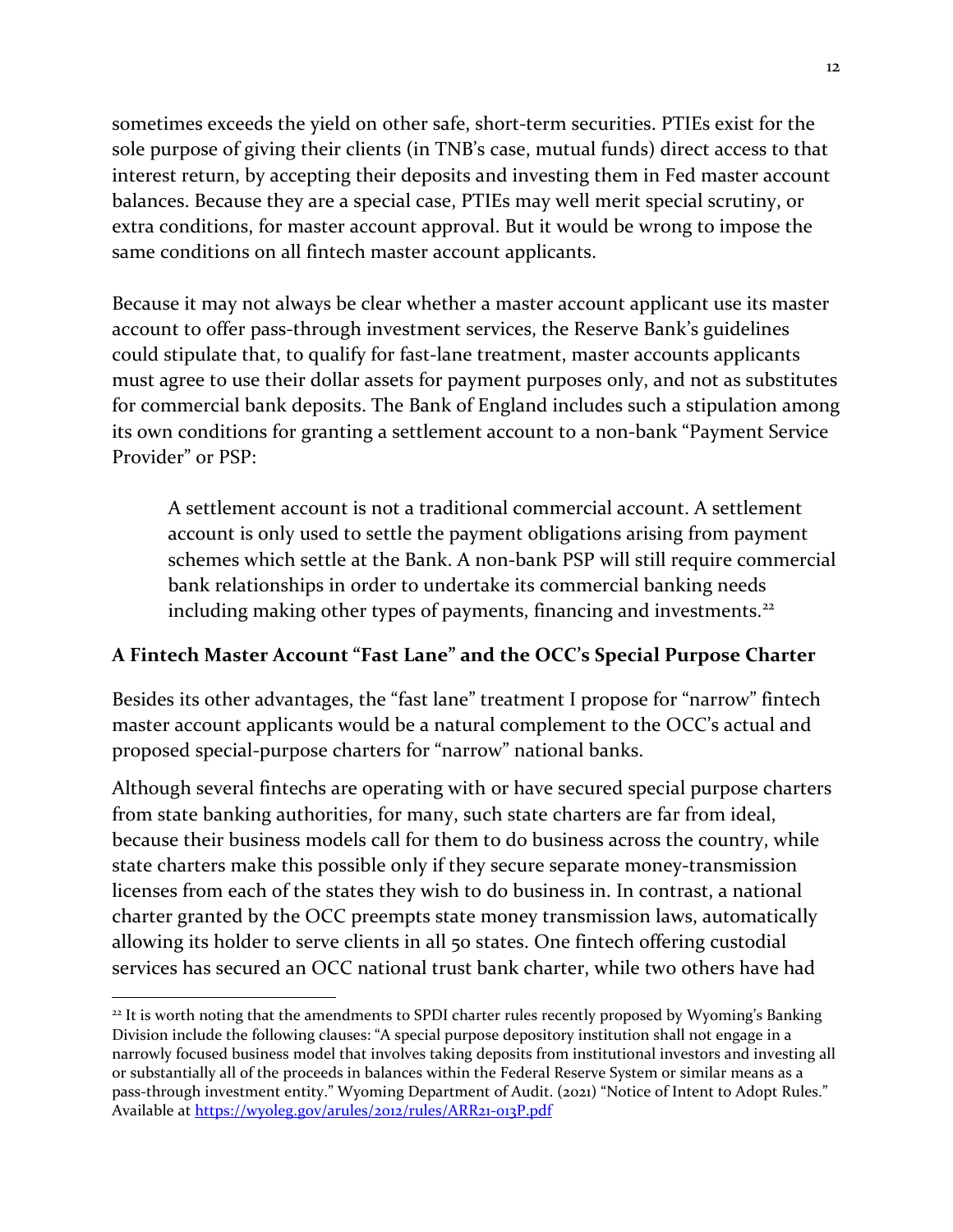sometimes exceeds the yield on other safe, short-term securities. PTIEs exist for the sole purpose of giving their clients (in TNB's case, mutual funds) direct access to that interest return, by accepting their deposits and investing them in Fed master account balances. Because they are a special case, PTIEs may well merit special scrutiny, or extra conditions, for master account approval. But it would be wrong to impose the same conditions on all fintech master account applicants.

Because it may not always be clear whether a master account applicant use its master account to offer pass-through investment services, the Reserve Bank's guidelines could stipulate that, to qualify for fast-lane treatment, master accounts applicants must agree to use their dollar assets for payment purposes only, and not as substitutes for commercial bank deposits. The Bank of England includes such a stipulation among its own conditions for granting a settlement account to a non-bank "Payment Service Provider" or PSP:

> A settlement account is not a traditional commercial account. A settlement account is only used to settle the payment obligations arising from payment schemes which settle at the Bank. A non-bank PSP will still require commercial bank relationships in order to undertake its commercial banking needs including making other types of payments, financing and investments.[22]

## A Fintech Master Account "Fast Lane" and the OCC's Special Purpose Charter

Besides its other advantages, the "fast lane" treatment I propose for "narrow" fintech master account applicants would be a natural complement to the OCC's actual and proposed special-purpose charters for "narrow" national banks.

Although several fintechs are operating with or have secured special purpose charters from state banking authorities, for many, such state charters are far from ideal, because their business models call for them to do business across the country, while state charters make this possible only if they secure separate money-transmission licenses from each of the states they wish to do business in. In contrast, a national charter granted by the OCC preempts state money transmission laws, automatically allowing its holder to serve clients in all 50 states. One fintech offering custodial services has secured an OCC national trust bank charter, while two others have had

---

[22] It is worth noting that the amendments to SPDI charter rules recently proposed by Wyoming's Banking Division include the following clauses: "A special purpose depository institution shall not engage in a narrowly focused business model that involves taking deposits from institutional investors and investing all or substantially all of the proceeds in balances within the Federal Reserve System or similar means as a pass-through investment entity." Wyoming Department of Audit. (2021) "Notice of Intent to Adopt Rules." Available at https://wyoleg.gov/arules/2012/rules/ARR21-013P.pdf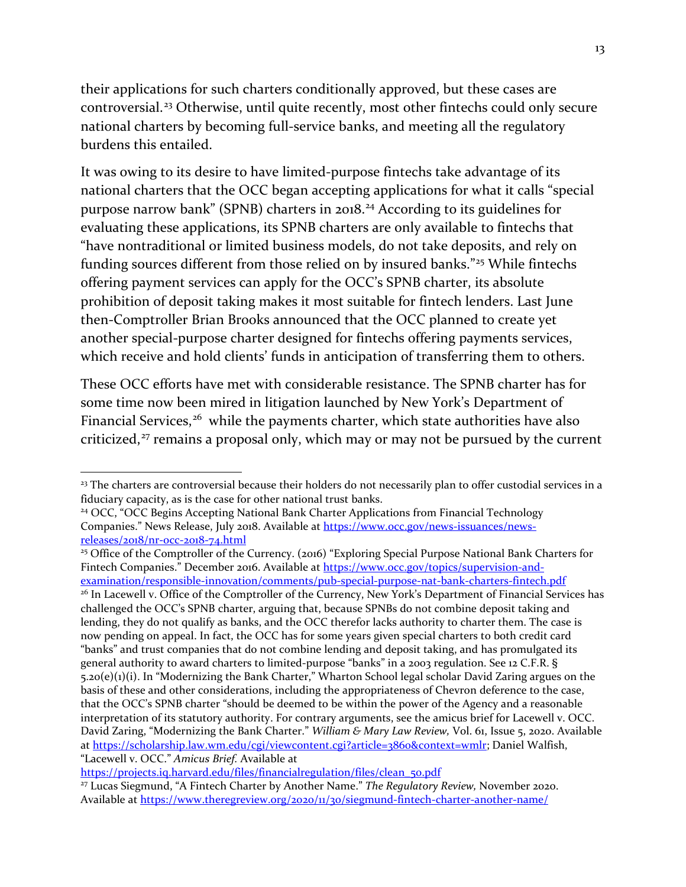their applications for such charters conditionally approved, but these cases are controversial.[23] Otherwise, until quite recently, most other fintechs could only secure national charters by becoming full-service banks, and meeting all the regulatory burdens this entailed.

It was owing to its desire to have limited-purpose fintechs take advantage of its national charters that the OCC began accepting applications for what it calls "special purpose narrow bank" (SPNB) charters in 2018.[24] According to its guidelines for evaluating these applications, its SPNB charters are only available to fintechs that "have nontraditional or limited business models, do not take deposits, and rely on funding sources different from those relied on by insured banks."[25] While fintechs offering payment services can apply for the OCC's SPNB charter, its absolute prohibition of deposit taking makes it most suitable for fintech lenders. Last June then-Comptroller Brian Brooks announced that the OCC planned to create yet another special-purpose charter designed for fintechs offering payments services, which receive and hold clients' funds in anticipation of transferring them to others.

These OCC efforts have met with considerable resistance. The SPNB charter has for some time now been mired in litigation launched by New York's Department of Financial Services,[26] while the payments charter, which state authorities have also criticized,[27] remains a proposal only, which may or may not be pursued by the current

---

[23] The charters are controversial because their holders do not necessarily plan to offer custodial services in a fiduciary capacity, as is the case for other national trust banks.

[24] OCC, "OCC Begins Accepting National Bank Charter Applications from Financial Technology Companies." News Release, July 2018. Available at https://www.occ.gov/news-issuances/news-releases/2018/nr-occ-2018-74.html

[25] Office of the Comptroller of the Currency. (2016) "Exploring Special Purpose National Bank Charters for Fintech Companies." December 2016. Available at https://www.occ.gov/topics/supervision-and-examination/responsible-innovation/comments/pub-special-purpose-nat-bank-charters-fintech.pdf

[26] In Lacewell v. Office of the Comptroller of the Currency, New York's Department of Financial Services has challenged the OCC's SPNB charter, arguing that, because SPNBs do not combine deposit taking and lending, they do not qualify as banks, and the OCC therefor lacks authority to charter them. The case is now pending on appeal. In fact, the OCC has for some years given special charters to both credit card "banks" and trust companies that do not combine lending and deposit taking, and has promulgated its general authority to award charters to limited-purpose "banks" in a 2003 regulation. See 12 C.F.R. § 5.20(e)(1)(i). In "Modernizing the Bank Charter," Wharton School legal scholar David Zaring argues on the basis of these and other considerations, including the appropriateness of Chevron deference to the case, that the OCC's SPNB charter "should be deemed to be within the power of the Agency and a reasonable interpretation of its statutory authority. For contrary arguments, see the amicus brief for Lacewell v. OCC. David Zaring, "Modernizing the Bank Charter." *William & Mary Law Review,* Vol. 61, Issue 5, 2020. Available at https://scholarship.law.wm.edu/cgi/viewcontent.cgi?article=3860&context=wmlr; Daniel Walfish, "Lacewell v. OCC." *Amicus Brief.* Available at https://projects.iq.harvard.edu/files/financialregulation/files/clean_50.pdf

[27] Lucas Siegmund, "A Fintech Charter by Another Name." *The Regulatory Review,* November 2020. Available at https://www.theregreview.org/2020/11/30/siegmund-fintech-charter-another-name/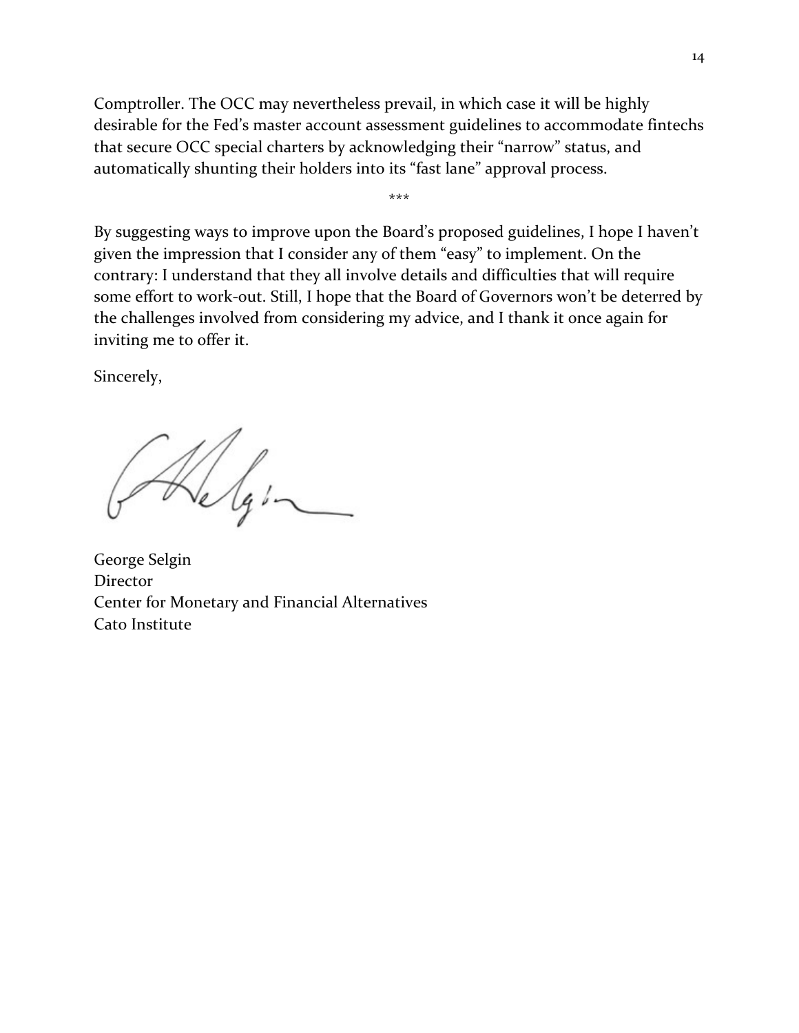Comptroller. The OCC may nevertheless prevail, in which case it will be highly desirable for the Fed's master account assessment guidelines to accommodate fintechs that secure OCC special charters by acknowledging their "narrow" status, and automatically shunting their holders into its "fast lane" approval process.

***

By suggesting ways to improve upon the Board's proposed guidelines, I hope I haven't given the impression that I consider any of them "easy" to implement. On the contrary: I understand that they all involve details and difficulties that will require some effort to work-out. Still, I hope that the Board of Governors won't be deterred by the challenges involved from considering my advice, and I thank it once again for inviting me to offer it.

Sincerely,

George Selgin
Director
Center for Monetary and Financial Alternatives
Cato Institute